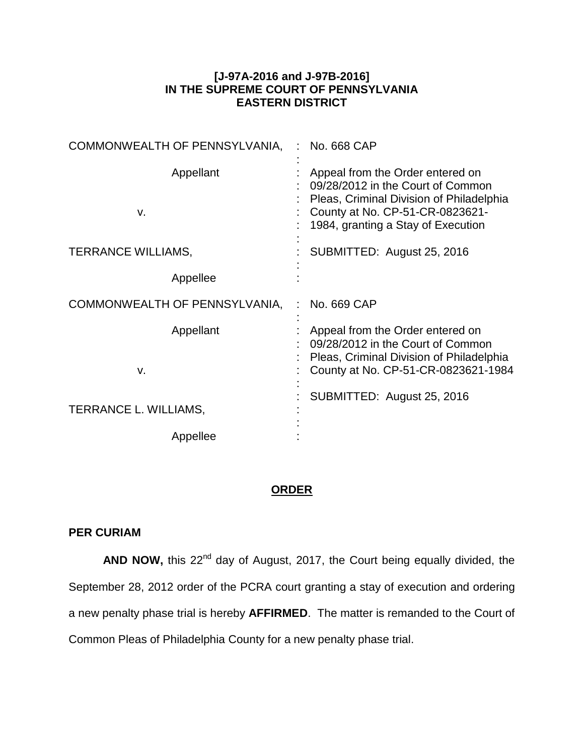**[J-97A-2016 and J-97B-2016]**
**IN THE SUPREME COURT OF PENNSYLVANIA**
**EASTERN DISTRICT**

| | | |
|---|---|---|
| COMMONWEALTH OF PENNSYLVANIA, | : | No. 668 CAP |
| Appellant | : | Appeal from the Order entered on 09/28/2012 in the Court of Common Pleas, Criminal Division of Philadelphia County at No. CP-51-CR-0823621-1984, granting a Stay of Execution |
| v. | : | |
| TERRANCE WILLIAMS, | : | SUBMITTED: August 25, 2016 |
| Appellee | : | |
| COMMONWEALTH OF PENNSYLVANIA, | : | No. 669 CAP |
| Appellant | : | Appeal from the Order entered on 09/28/2012 in the Court of Common Pleas, Criminal Division of Philadelphia County at No. CP-51-CR-0823621-1984 |
| v. | : | |
| | : | SUBMITTED: August 25, 2016 |
| TERRANCE L. WILLIAMS, | : | |
| Appellee | : | |

**ORDER**

**PER CURIAM**

**AND NOW,** this 22nd day of August, 2017, the Court being equally divided, the September 28, 2012 order of the PCRA court granting a stay of execution and ordering a new penalty phase trial is hereby **AFFIRMED**. The matter is remanded to the Court of Common Pleas of Philadelphia County for a new penalty phase trial.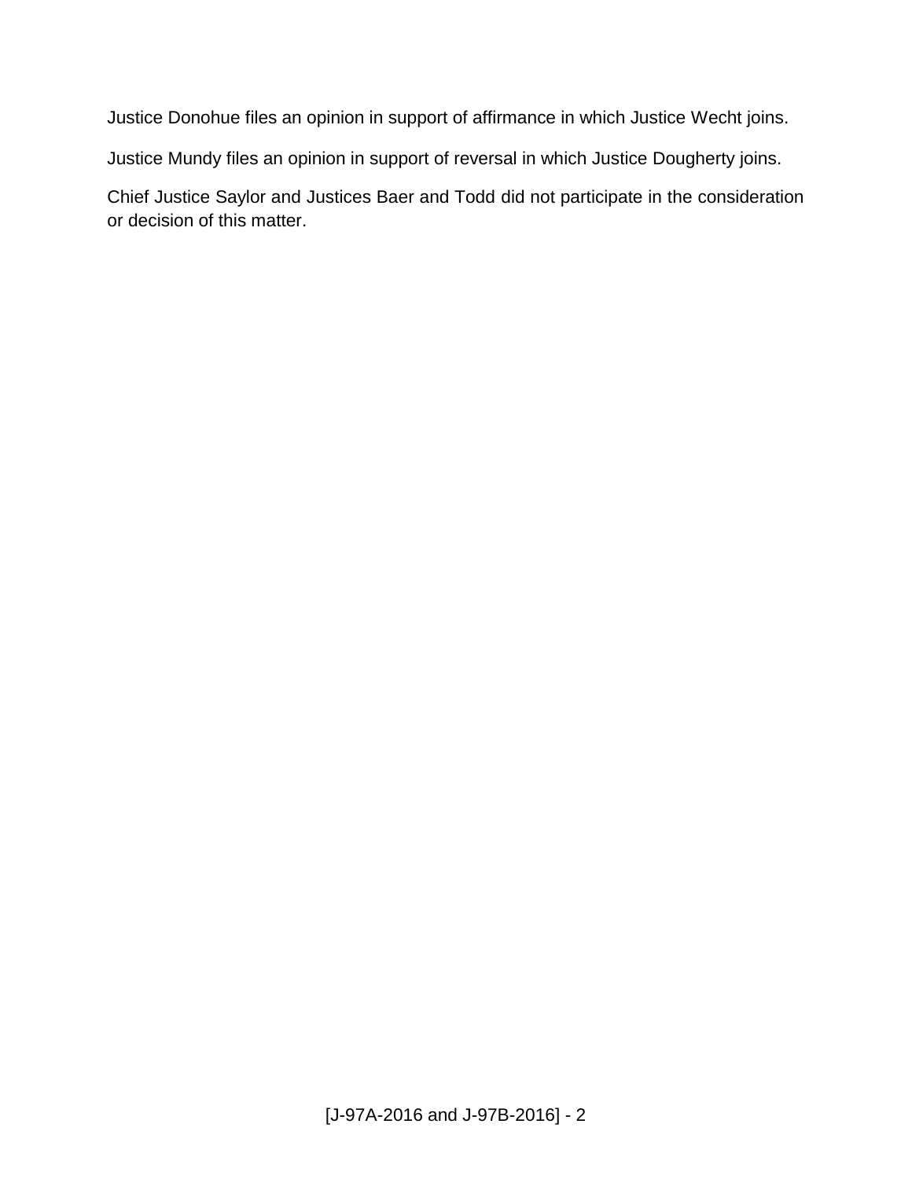Justice Donohue files an opinion in support of affirmance in which Justice Wecht joins.

Justice Mundy files an opinion in support of reversal in which Justice Dougherty joins.

Chief Justice Saylor and Justices Baer and Todd did not participate in the consideration or decision of this matter.